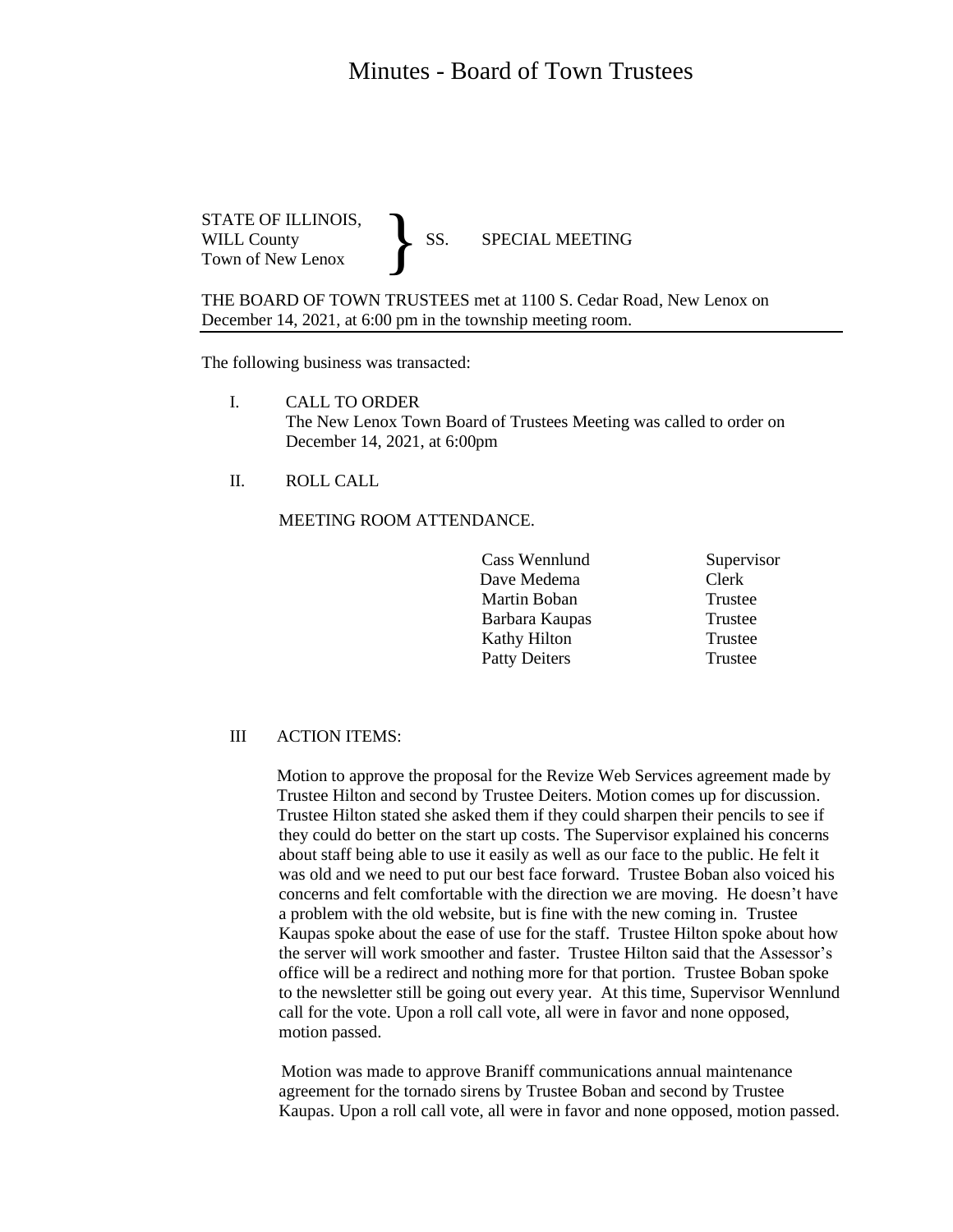# Minutes - Board of Town Trustees

STATE OF ILLINOIS,
WILL County
Town of New Lenox
} SS. SPECIAL MEETING

THE BOARD OF TOWN TRUSTEES met at 1100 S. Cedar Road, New Lenox on December 14, 2021, at 6:00 pm in the township meeting room.

The following business was transacted:

I. CALL TO ORDER
The New Lenox Town Board of Trustees Meeting was called to order on December 14, 2021, at 6:00pm

II. ROLL CALL

MEETING ROOM ATTENDANCE.

| | |
|---|---|
| Cass Wennlund | Supervisor |
| Dave Medema | Clerk |
| Martin Boban | Trustee |
| Barbara Kaupas | Trustee |
| Kathy Hilton | Trustee |
| Patty Deiters | Trustee |

III ACTION ITEMS:

Motion to approve the proposal for the Revize Web Services agreement made by Trustee Hilton and second by Trustee Deiters. Motion comes up for discussion. Trustee Hilton stated she asked them if they could sharpen their pencils to see if they could do better on the start up costs. The Supervisor explained his concerns about staff being able to use it easily as well as our face to the public. He felt it was old and we need to put our best face forward. Trustee Boban also voiced his concerns and felt comfortable with the direction we are moving. He doesn't have a problem with the old website, but is fine with the new coming in. Trustee Kaupas spoke about the ease of use for the staff. Trustee Hilton spoke about how the server will work smoother and faster. Trustee Hilton said that the Assessor's office will be a redirect and nothing more for that portion. Trustee Boban spoke to the newsletter still be going out every year. At this time, Supervisor Wennlund call for the vote. Upon a roll call vote, all were in favor and none opposed, motion passed.

Motion was made to approve Braniff communications annual maintenance agreement for the tornado sirens by Trustee Boban and second by Trustee Kaupas. Upon a roll call vote, all were in favor and none opposed, motion passed.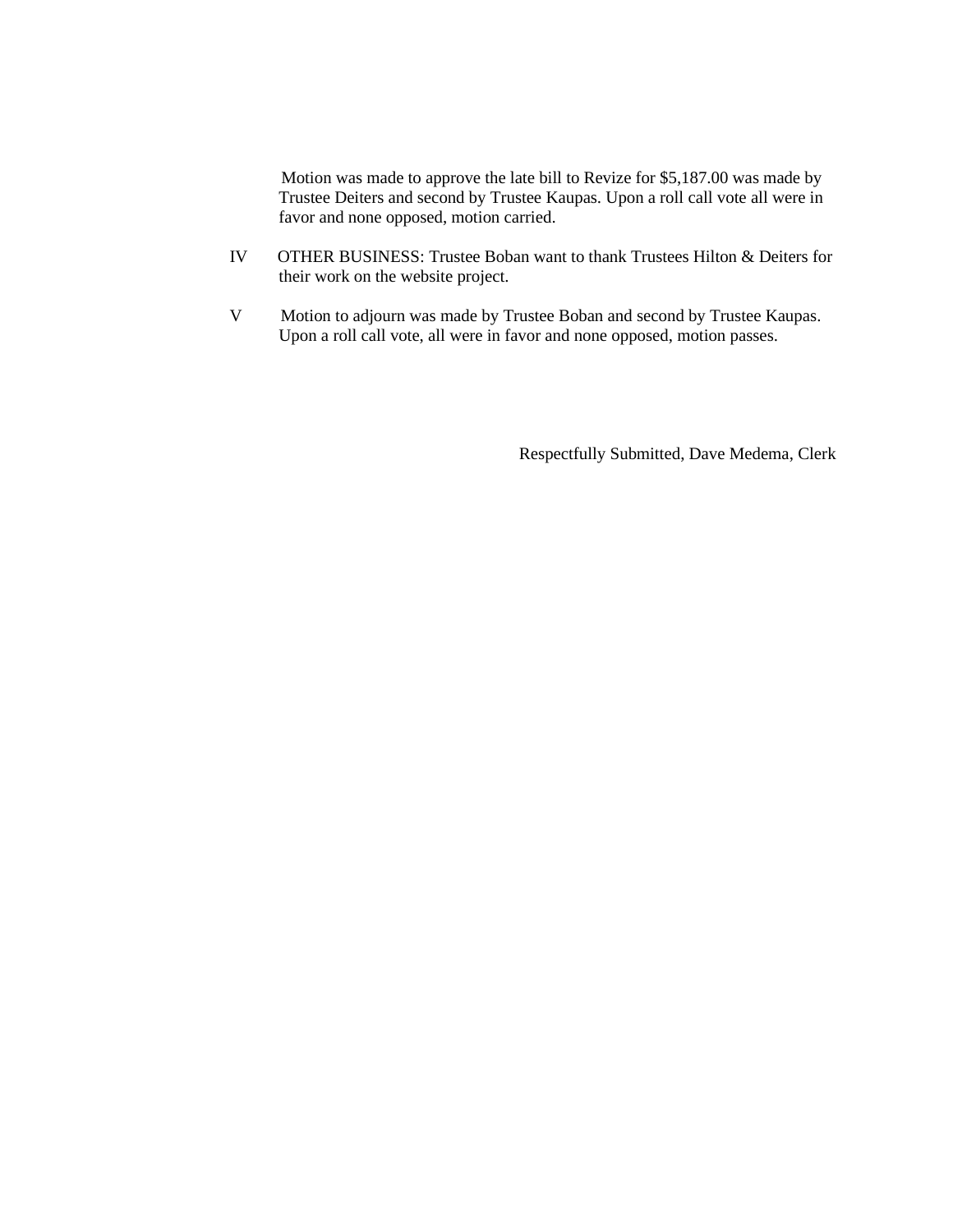Motion was made to approve the late bill to Revize for $5,187.00 was made by Trustee Deiters and second by Trustee Kaupas. Upon a roll call vote all were in favor and none opposed, motion carried.

IV OTHER BUSINESS: Trustee Boban want to thank Trustees Hilton & Deiters for their work on the website project.

V Motion to adjourn was made by Trustee Boban and second by Trustee Kaupas. Upon a roll call vote, all were in favor and none opposed, motion passes.

Respectfully Submitted, Dave Medema, Clerk